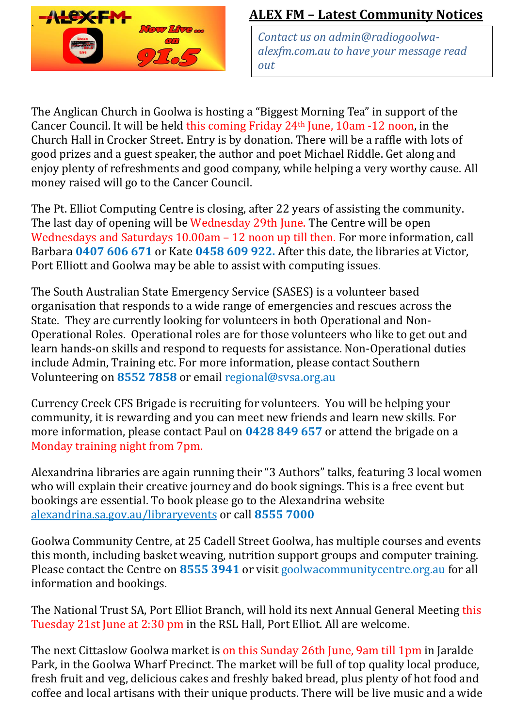## ALEX FM – Latest Community Notices

*Contact us on admin@radiogoolwa-alexfm.com.au to have your message read out*

The Anglican Church in Goolwa is hosting a "Biggest Morning Tea" in support of the Cancer Council. It will be held this coming Friday 24th June, 10am -12 noon, in the Church Hall in Crocker Street. Entry is by donation. There will be a raffle with lots of good prizes and a guest speaker, the author and poet Michael Riddle. Get along and enjoy plenty of refreshments and good company, while helping a very worthy cause. All money raised will go to the Cancer Council.

The Pt. Elliot Computing Centre is closing, after 22 years of assisting the community. The last day of opening will be Wednesday 29th June. The Centre will be open Wednesdays and Saturdays 10.00am – 12 noon up till then. For more information, call Barbara **0407 606 671** or Kate **0458 609 922.** After this date, the libraries at Victor, Port Elliott and Goolwa may be able to assist with computing issues.

The South Australian State Emergency Service (SASES) is a volunteer based organisation that responds to a wide range of emergencies and rescues across the State. They are currently looking for volunteers in both Operational and Non-Operational Roles. Operational roles are for those volunteers who like to get out and learn hands-on skills and respond to requests for assistance. Non-Operational duties include Admin, Training etc. For more information, please contact Southern Volunteering on **8552 7858** or email regional@svsa.org.au

Currency Creek CFS Brigade is recruiting for volunteers. You will be helping your community, it is rewarding and you can meet new friends and learn new skills. For more information, please contact Paul on **0428 849 657** or attend the brigade on a Monday training night from 7pm.

Alexandrina libraries are again running their "3 Authors" talks, featuring 3 local women who will explain their creative journey and do book signings. This is a free event but bookings are essential. To book please go to the Alexandrina website alexandrina.sa.gov.au/libraryevents or call **8555 7000**

Goolwa Community Centre, at 25 Cadell Street Goolwa, has multiple courses and events this month, including basket weaving, nutrition support groups and computer training. Please contact the Centre on **8555 3941** or visit goolwacommunitycentre.org.au for all information and bookings.

The National Trust SA, Port Elliot Branch, will hold its next Annual General Meeting this Tuesday 21st June at 2:30 pm in the RSL Hall, Port Elliot. All are welcome.

The next Cittaslow Goolwa market is on this Sunday 26th June, 9am till 1pm in Jaralde Park, in the Goolwa Wharf Precinct. The market will be full of top quality local produce, fresh fruit and veg, delicious cakes and freshly baked bread, plus plenty of hot food and coffee and local artisans with their unique products. There will be live music and a wide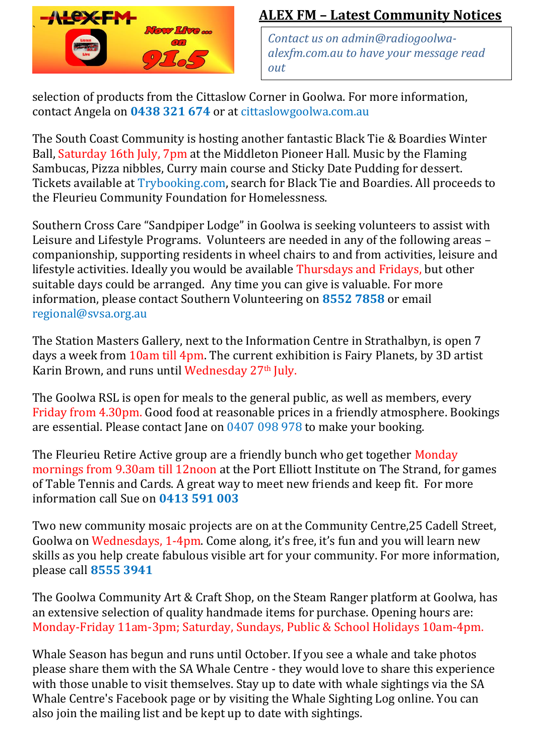## ALEX FM – Latest Community Notices

*Contact us on admin@radiogoolwa-alexfm.com.au to have your message read out*

selection of products from the Cittaslow Corner in Goolwa. For more information, contact Angela on **0438 321 674** or at cittaslowgoolwa.com.au

The South Coast Community is hosting another fantastic Black Tie & Boardies Winter Ball, Saturday 16th July, 7pm at the Middleton Pioneer Hall. Music by the Flaming Sambucas, Pizza nibbles, Curry main course and Sticky Date Pudding for dessert. Tickets available at Trybooking.com, search for Black Tie and Boardies. All proceeds to the Fleurieu Community Foundation for Homelessness.

Southern Cross Care "Sandpiper Lodge" in Goolwa is seeking volunteers to assist with Leisure and Lifestyle Programs. Volunteers are needed in any of the following areas – companionship, supporting residents in wheel chairs to and from activities, leisure and lifestyle activities. Ideally you would be available Thursdays and Fridays, but other suitable days could be arranged. Any time you can give is valuable. For more information, please contact Southern Volunteering on **8552 7858** or email regional@svsa.org.au

The Station Masters Gallery, next to the Information Centre in Strathalbyn, is open 7 days a week from 10am till 4pm. The current exhibition is Fairy Planets, by 3D artist Karin Brown, and runs until Wednesday 27th July.

The Goolwa RSL is open for meals to the general public, as well as members, every Friday from 4.30pm. Good food at reasonable prices in a friendly atmosphere. Bookings are essential. Please contact Jane on 0407 098 978 to make your booking.

The Fleurieu Retire Active group are a friendly bunch who get together Monday mornings from 9.30am till 12noon at the Port Elliott Institute on The Strand, for games of Table Tennis and Cards. A great way to meet new friends and keep fit. For more information call Sue on **0413 591 003**

Two new community mosaic projects are on at the Community Centre,25 Cadell Street, Goolwa on Wednesdays, 1-4pm. Come along, it's free, it's fun and you will learn new skills as you help create fabulous visible art for your community. For more information, please call **8555 3941**

The Goolwa Community Art & Craft Shop, on the Steam Ranger platform at Goolwa, has an extensive selection of quality handmade items for purchase. Opening hours are: Monday-Friday 11am-3pm; Saturday, Sundays, Public & School Holidays 10am-4pm.

Whale Season has begun and runs until October. If you see a whale and take photos please share them with the SA Whale Centre - they would love to share this experience with those unable to visit themselves. Stay up to date with whale sightings via the SA Whale Centre's Facebook page or by visiting the Whale Sighting Log online. You can also join the mailing list and be kept up to date with sightings.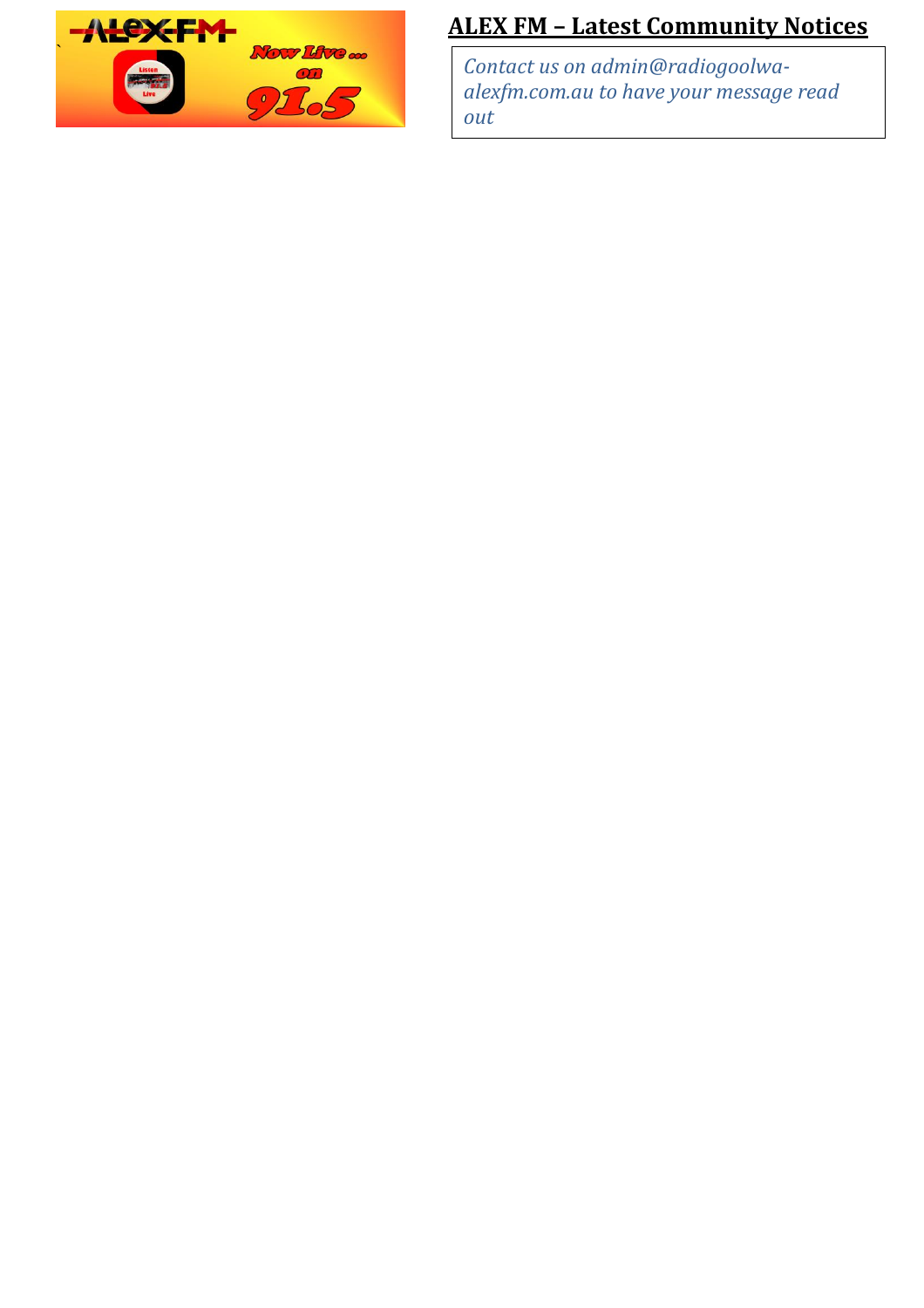## ALEX FM – Latest Community Notices

*Contact us on admin@radiogoolwa-alexfm.com.au to have your message read out*